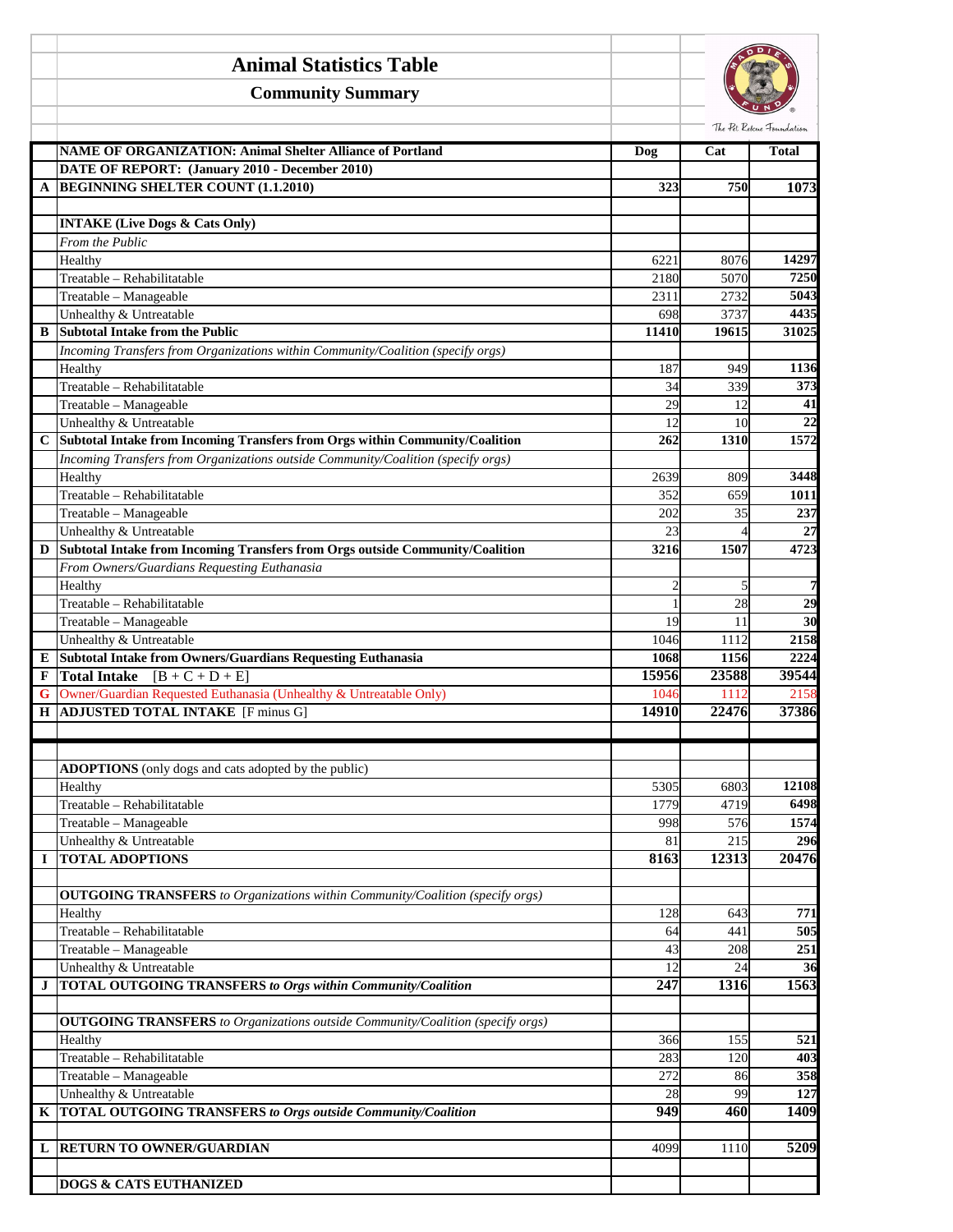# Animal Statistics Table

## Community Summary

| | | Dog | Cat | Total |
|---|---|---|---|---|
| | **NAME OF ORGANIZATION: Animal Shelter Alliance of Portland** | | | |
| | **DATE OF REPORT: (January 2010 - December 2010)** | | | |
| **A** | **BEGINNING SHELTER COUNT (1.1.2010)** | **323** | **750** | **1073** |
| | | | | |
| | **INTAKE (Live Dogs & Cats Only)** | | | |
| | *From the Public* | | | |
| | Healthy | 6221 | 8076 | 14297 |
| | Treatable – Rehabilitatable | 2180 | 5070 | 7250 |
| | Treatable – Manageable | 2311 | 2732 | 5043 |
| | Unhealthy & Untreatable | 698 | 3737 | 4435 |
| **B** | **Subtotal Intake from the Public** | **11410** | **19615** | **31025** |
| | *Incoming Transfers from Organizations within Community/Coalition (specify orgs)* | | | |
| | Healthy | 187 | 949 | 1136 |
| | Treatable – Rehabilitatable | 34 | 339 | 373 |
| | Treatable – Manageable | 29 | 12 | 41 |
| | Unhealthy & Untreatable | 12 | 10 | 22 |
| **C** | **Subtotal Intake from Incoming Transfers from Orgs within Community/Coalition** | **262** | **1310** | **1572** |
| | *Incoming Transfers from Organizations outside Community/Coalition (specify orgs)* | | | |
| | Healthy | 2639 | 809 | 3448 |
| | Treatable – Rehabilitatable | 352 | 659 | 1011 |
| | Treatable – Manageable | 202 | 35 | 237 |
| | Unhealthy & Untreatable | 23 | 4 | 27 |
| **D** | **Subtotal Intake from Incoming Transfers from Orgs outside Community/Coalition** | **3216** | **1507** | **4723** |
| | *From Owners/Guardians Requesting Euthanasia* | | | |
| | Healthy | 2 | 5 | 7 |
| | Treatable – Rehabilitatable | 1 | 28 | 29 |
| | Treatable – Manageable | 19 | 11 | 30 |
| | Unhealthy & Untreatable | 1046 | 1112 | 2158 |
| **E** | **Subtotal Intake from Owners/Guardians Requesting Euthanasia** | **1068** | **1156** | **2224** |
| **F** | **Total Intake** [B + C + D + E] | **15956** | **23588** | **39544** |
| **G** | Owner/Guardian Requested Euthanasia (Unhealthy & Untreatable Only) | 1046 | 1112 | 2158 |
| **H** | **ADJUSTED TOTAL INTAKE** [F minus G] | **14910** | **22476** | **37386** |
| | | | | |
| | **ADOPTIONS** (only dogs and cats adopted by the public) | | | |
| | Healthy | 5305 | 6803 | 12108 |
| | Treatable – Rehabilitatable | 1779 | 4719 | 6498 |
| | Treatable – Manageable | 998 | 576 | 1574 |
| | Unhealthy & Untreatable | 81 | 215 | 296 |
| **I** | **TOTAL ADOPTIONS** | **8163** | **12313** | **20476** |
| | | | | |
| | **OUTGOING TRANSFERS** *to Organizations within Community/Coalition (specify orgs)* | | | |
| | Healthy | 128 | 643 | 771 |
| | Treatable – Rehabilitatable | 64 | 441 | 505 |
| | Treatable – Manageable | 43 | 208 | 251 |
| | Unhealthy & Untreatable | 12 | 24 | 36 |
| **J** | **TOTAL OUTGOING TRANSFERS** ***to Orgs within Community/Coalition*** | **247** | **1316** | **1563** |
| | | | | |
| | **OUTGOING TRANSFERS** *to Organizations outside Community/Coalition (specify orgs)* | | | |
| | Healthy | 366 | 155 | 521 |
| | Treatable – Rehabilitatable | 283 | 120 | 403 |
| | Treatable – Manageable | 272 | 86 | 358 |
| | Unhealthy & Untreatable | 28 | 99 | 127 |
| **K** | **TOTAL OUTGOING TRANSFERS** ***to Orgs outside Community/Coalition*** | **949** | **460** | **1409** |
| | | | | |
| **L** | **RETURN TO OWNER/GUARDIAN** | 4099 | 1110 | 5209 |
| | | | | |
| | **DOGS & CATS EUTHANIZED** | | | |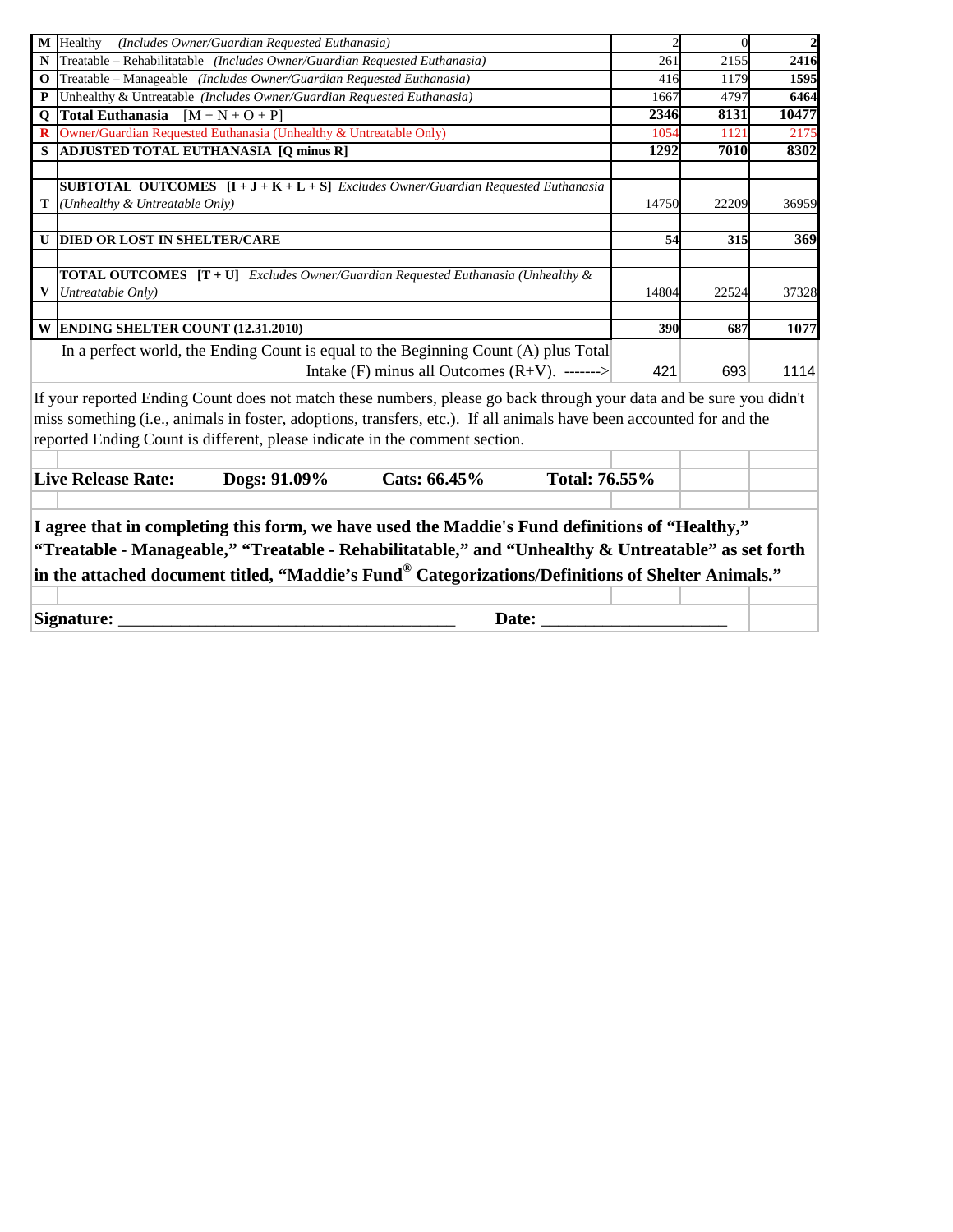| | | | | |
|---|---|---|---|---|
| **M** | Healthy *(Includes Owner/Guardian Requested Euthanasia)* | 2 | 0 | **2** |
| **N** | Treatable – Rehabilitatable *(Includes Owner/Guardian Requested Euthanasia)* | 261 | 2155 | **2416** |
| **O** | Treatable – Manageable *(Includes Owner/Guardian Requested Euthanasia)* | 416 | 1179 | **1595** |
| **P** | Unhealthy & Untreatable *(Includes Owner/Guardian Requested Euthanasia)* | 1667 | 4797 | **6464** |
| **Q** | **Total Euthanasia** [M + N + O + P] | **2346** | **8131** | **10477** |
| **R** | Owner/Guardian Requested Euthanasia (Unhealthy & Untreatable Only) | 1054 | 1121 | 2175 |
| **S** | **ADJUSTED TOTAL EUTHANASIA [Q minus R]** | **1292** | **7010** | **8302** |
| | | | | |
| **T** | **SUBTOTAL OUTCOMES [I + J + K + L + S]** *Excludes Owner/Guardian Requested Euthanasia (Unhealthy & Untreatable Only)* | 14750 | 22209 | 36959 |
| | | | | |
| **U** | **DIED OR LOST IN SHELTER/CARE** | **54** | **315** | **369** |
| | | | | |
| **V** | **TOTAL OUTCOMES [T + U]** *Excludes Owner/Guardian Requested Euthanasia (Unhealthy & Untreatable Only)* | 14804 | 22524 | 37328 |
| | | | | |
| **W** | **ENDING SHELTER COUNT (12.31.2010)** | **390** | **687** | **1077** |
| | In a perfect world, the Ending Count is equal to the Beginning Count (A) plus Total Intake (F) minus all Outcomes (R+V). -------> | 421 | 693 | 1114 |

If your reported Ending Count does not match these numbers, please go back through your data and be sure you didn't miss something (i.e., animals in foster, adoptions, transfers, etc.). If all animals have been accounted for and the reported Ending Count is different, please indicate in the comment section.

**Live Release Rate: Dogs: 91.09% Cats: 66.45% Total: 76.55%**

**I agree that in completing this form, we have used the Maddie's Fund definitions of "Healthy," "Treatable - Manageable," "Treatable - Rehabilitatable," and "Unhealthy & Untreatable" as set forth in the attached document titled, "Maddie's Fund® Categorizations/Definitions of Shelter Animals."**

**Signature:** ______________________________ **Date:** ____________________